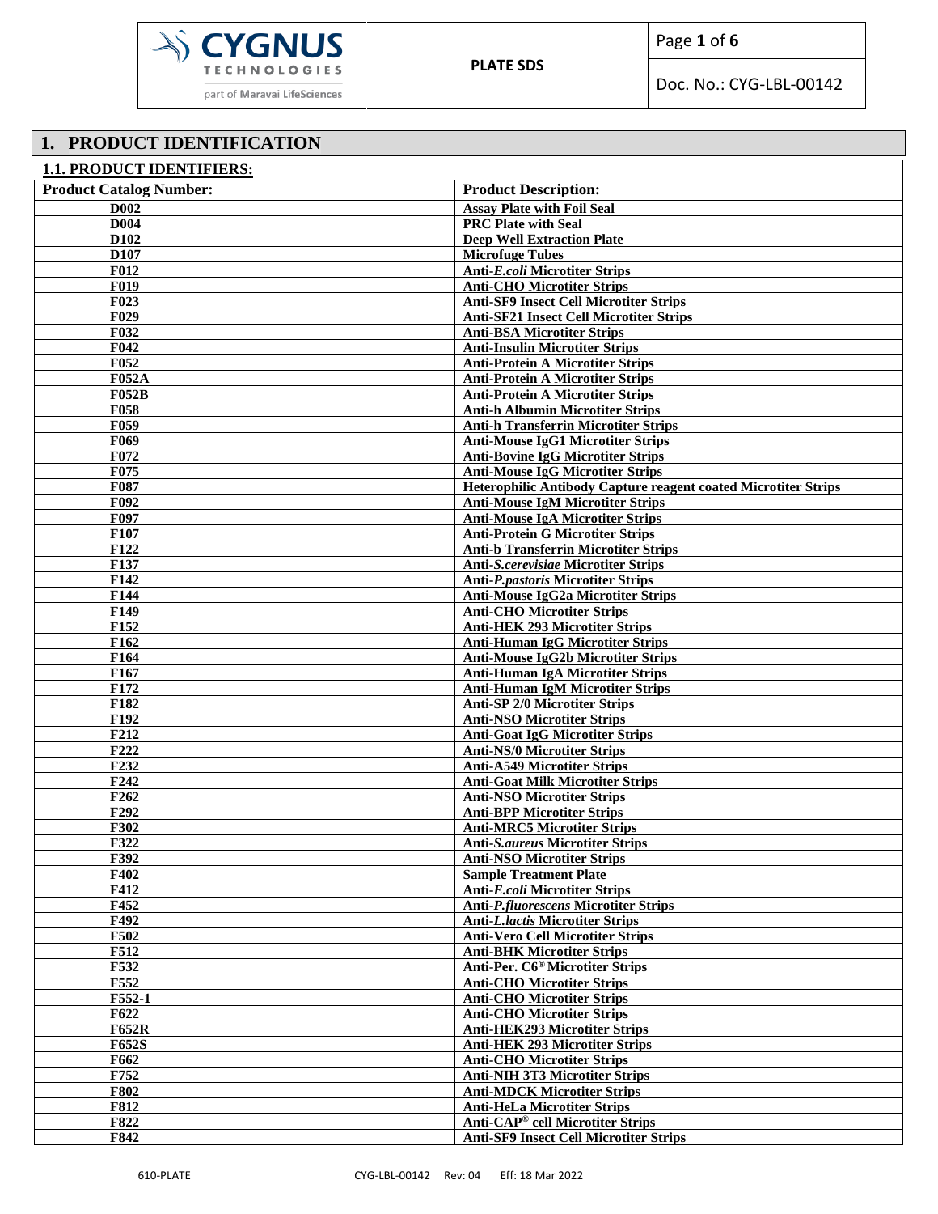## 1. PRODUCT IDENTIFICATION

### 1.1. PRODUCT IDENTIFIERS:

| Product Catalog Number: | Product Description: |
|---|---|
| D002 | Assay Plate with Foil Seal |
| D004 | PRC Plate with Seal |
| D102 | Deep Well Extraction Plate |
| D107 | Microfuge Tubes |
| F012 | Anti-*E.coli* Microtiter Strips |
| F019 | Anti-CHO Microtiter Strips |
| F023 | Anti-SF9 Insect Cell Microtiter Strips |
| F029 | Anti-SF21 Insect Cell Microtiter Strips |
| F032 | Anti-BSA Microtiter Strips |
| F042 | Anti-Insulin Microtiter Strips |
| F052 | Anti-Protein A Microtiter Strips |
| F052A | Anti-Protein A Microtiter Strips |
| F052B | Anti-Protein A Microtiter Strips |
| F058 | Anti-h Albumin Microtiter Strips |
| F059 | Anti-h Transferrin Microtiter Strips |
| F069 | Anti-Mouse IgG1 Microtiter Strips |
| F072 | Anti-Bovine IgG Microtiter Strips |
| F075 | Anti-Mouse IgG Microtiter Strips |
| F087 | Heterophilic Antibody Capture reagent coated Microtiter Strips |
| F092 | Anti-Mouse IgM Microtiter Strips |
| F097 | Anti-Mouse IgA Microtiter Strips |
| F107 | Anti-Protein G Microtiter Strips |
| F122 | Anti-b Transferrin Microtiter Strips |
| F137 | Anti-*S.cerevisiae* Microtiter Strips |
| F142 | Anti-*P.pastoris* Microtiter Strips |
| F144 | Anti-Mouse IgG2a Microtiter Strips |
| F149 | Anti-CHO Microtiter Strips |
| F152 | Anti-HEK 293 Microtiter Strips |
| F162 | Anti-Human IgG Microtiter Strips |
| F164 | Anti-Mouse IgG2b Microtiter Strips |
| F167 | Anti-Human IgA Microtiter Strips |
| F172 | Anti-Human IgM Microtiter Strips |
| F182 | Anti-SP 2/0 Microtiter Strips |
| F192 | Anti-NSO Microtiter Strips |
| F212 | Anti-Goat IgG Microtiter Strips |
| F222 | Anti-NS/0 Microtiter Strips |
| F232 | Anti-A549 Microtiter Strips |
| F242 | Anti-Goat Milk Microtiter Strips |
| F262 | Anti-NSO Microtiter Strips |
| F292 | Anti-BPP Microtiter Strips |
| F302 | Anti-MRC5 Microtiter Strips |
| F322 | Anti-*S.aureus* Microtiter Strips |
| F392 | Anti-NSO Microtiter Strips |
| F402 | Sample Treatment Plate |
| F412 | Anti-*E.coli* Microtiter Strips |
| F452 | Anti-*P.fluorescens* Microtiter Strips |
| F492 | Anti-*L.lactis* Microtiter Strips |
| F502 | Anti-Vero Cell Microtiter Strips |
| F512 | Anti-BHK Microtiter Strips |
| F532 | Anti-Per. C6® Microtiter Strips |
| F552 | Anti-CHO Microtiter Strips |
| F552-1 | Anti-CHO Microtiter Strips |
| F622 | Anti-CHO Microtiter Strips |
| F652R | Anti-HEK293 Microtiter Strips |
| F652S | Anti-HEK 293 Microtiter Strips |
| F662 | Anti-CHO Microtiter Strips |
| F752 | Anti-NIH 3T3 Microtiter Strips |
| F802 | Anti-MDCK Microtiter Strips |
| F812 | Anti-HeLa Microtiter Strips |
| F822 | Anti-CAP® cell Microtiter Strips |
| F842 | Anti-SF9 Insect Cell Microtiter Strips |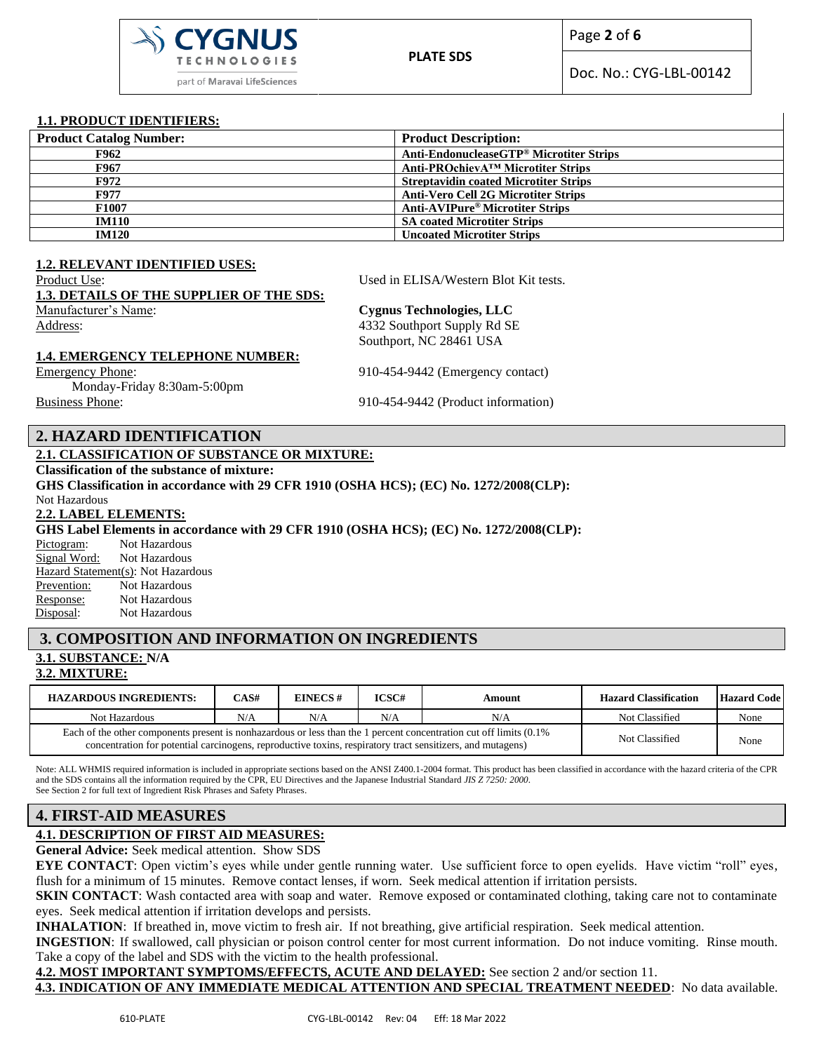### 1.1. PRODUCT IDENTIFIERS:

| Product Catalog Number: | Product Description: |
|---|---|
| F962 | Anti-EndonucleaseGTP® Microtiter Strips |
| F967 | Anti-PROchievA™ Microtiter Strips |
| F972 | Streptavidin coated Microtiter Strips |
| F977 | Anti-Vero Cell 2G Microtiter Strips |
| F1007 | Anti-AVIPure® Microtiter Strips |
| IM110 | SA coated Microtiter Strips |
| IM120 | Uncoated Microtiter Strips |

### 1.2. RELEVANT IDENTIFIED USES:

Product Use: Used in ELISA/Western Blot Kit tests.

### 1.3. DETAILS OF THE SUPPLIER OF THE SDS:

Manufacturer's Name: **Cygnus Technologies, LLC**

Address: 4332 Southport Supply Rd SE
Southport, NC 28461 USA

### 1.4. EMERGENCY TELEPHONE NUMBER:

Emergency Phone: 910-454-9442 (Emergency contact)
Monday-Friday 8:30am-5:00pm

Business Phone: 910-454-9442 (Product information)

## 2. HAZARD IDENTIFICATION

### 2.1. CLASSIFICATION OF SUBSTANCE OR MIXTURE:

**Classification of the substance of mixture:**

**GHS Classification in accordance with 29 CFR 1910 (OSHA HCS); (EC) No. 1272/2008(CLP):**

Not Hazardous

### 2.2. LABEL ELEMENTS:

**GHS Label Elements in accordance with 29 CFR 1910 (OSHA HCS); (EC) No. 1272/2008(CLP):**

Pictogram: Not Hazardous
Signal Word: Not Hazardous
Hazard Statement(s): Not Hazardous
Prevention: Not Hazardous
Response: Not Hazardous
Disposal: Not Hazardous

## 3. COMPOSITION AND INFORMATION ON INGREDIENTS

### 3.1. SUBSTANCE: N/A

### 3.2. MIXTURE:

| HAZARDOUS INGREDIENTS: | CAS# | EINECS # | ICSC# | Amount | Hazard Classification | Hazard Code |
|---|---|---|---|---|---|---|
| Not Hazardous | N/A | N/A | N/A | N/A | Not Classified | None |
| Each of the other components present is nonhazardous or less than the 1 percent concentration cut off limits (0.1% concentration for potential carcinogens, reproductive toxins, respiratory tract sensitizers, and mutagens) | | | | | Not Classified | None |

Note: ALL WHMIS required information is included in appropriate sections based on the ANSI Z400.1-2004 format. This product has been classified in accordance with the hazard criteria of the CPR and the SDS contains all the information required by the CPR, EU Directives and the Japanese Industrial Standard *JIS Z 7250: 2000*.
See Section 2 for full text of Ingredient Risk Phrases and Safety Phrases.

## 4. FIRST-AID MEASURES

### 4.1. DESCRIPTION OF FIRST AID MEASURES:

**General Advice:** Seek medical attention. Show SDS

**EYE CONTACT**: Open victim's eyes while under gentle running water. Use sufficient force to open eyelids. Have victim "roll" eyes, flush for a minimum of 15 minutes. Remove contact lenses, if worn. Seek medical attention if irritation persists.

**SKIN CONTACT**: Wash contacted area with soap and water. Remove exposed or contaminated clothing, taking care not to contaminate eyes. Seek medical attention if irritation develops and persists.

**INHALATION**: If breathed in, move victim to fresh air. If not breathing, give artificial respiration. Seek medical attention.

**INGESTION**: If swallowed, call physician or poison control center for most current information. Do not induce vomiting. Rinse mouth. Take a copy of the label and SDS with the victim to the health professional.

**4.2. MOST IMPORTANT SYMPTOMS/EFFECTS, ACUTE AND DELAYED:** See section 2 and/or section 11.

**4.3. INDICATION OF ANY IMMEDIATE MEDICAL ATTENTION AND SPECIAL TREATMENT NEEDED**: No data available.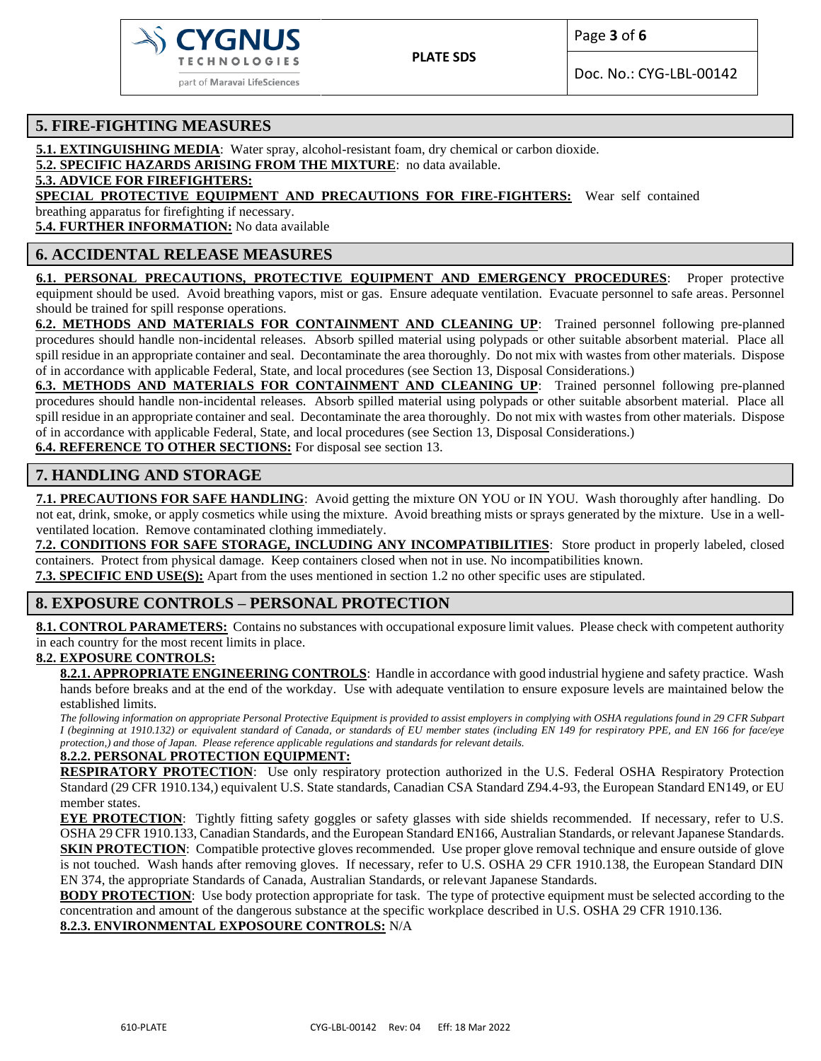## 5. FIRE-FIGHTING MEASURES

**5.1. EXTINGUISHING MEDIA**: Water spray, alcohol-resistant foam, dry chemical or carbon dioxide.

**5.2. SPECIFIC HAZARDS ARISING FROM THE MIXTURE**: no data available.

**5.3. ADVICE FOR FIREFIGHTERS:**

**SPECIAL PROTECTIVE EQUIPMENT AND PRECAUTIONS FOR FIRE-FIGHTERS:** Wear self contained breathing apparatus for firefighting if necessary.

**5.4. FURTHER INFORMATION:** No data available

## 6. ACCIDENTAL RELEASE MEASURES

**6.1. PERSONAL PRECAUTIONS, PROTECTIVE EQUIPMENT AND EMERGENCY PROCEDURES**: Proper protective equipment should be used. Avoid breathing vapors, mist or gas. Ensure adequate ventilation. Evacuate personnel to safe areas. Personnel should be trained for spill response operations.

**6.2. METHODS AND MATERIALS FOR CONTAINMENT AND CLEANING UP**: Trained personnel following pre-planned procedures should handle non-incidental releases. Absorb spilled material using polypads or other suitable absorbent material. Place all spill residue in an appropriate container and seal. Decontaminate the area thoroughly. Do not mix with wastes from other materials. Dispose of in accordance with applicable Federal, State, and local procedures (see Section 13, Disposal Considerations.)

**6.3. METHODS AND MATERIALS FOR CONTAINMENT AND CLEANING UP**: Trained personnel following pre-planned procedures should handle non-incidental releases. Absorb spilled material using polypads or other suitable absorbent material. Place all spill residue in an appropriate container and seal. Decontaminate the area thoroughly. Do not mix with wastes from other materials. Dispose of in accordance with applicable Federal, State, and local procedures (see Section 13, Disposal Considerations.)

**6.4. REFERENCE TO OTHER SECTIONS:** For disposal see section 13.

## 7. HANDLING AND STORAGE

**7.1. PRECAUTIONS FOR SAFE HANDLING**: Avoid getting the mixture ON YOU or IN YOU. Wash thoroughly after handling. Do not eat, drink, smoke, or apply cosmetics while using the mixture. Avoid breathing mists or sprays generated by the mixture. Use in a well-ventilated location. Remove contaminated clothing immediately.

**7.2. CONDITIONS FOR SAFE STORAGE, INCLUDING ANY INCOMPATIBILITIES**: Store product in properly labeled, closed containers. Protect from physical damage. Keep containers closed when not in use. No incompatibilities known.

**7.3. SPECIFIC END USE(S):** Apart from the uses mentioned in section 1.2 no other specific uses are stipulated.

## 8. EXPOSURE CONTROLS – PERSONAL PROTECTION

**8.1. CONTROL PARAMETERS:** Contains no substances with occupational exposure limit values. Please check with competent authority in each country for the most recent limits in place.

**8.2. EXPOSURE CONTROLS:**

**8.2.1. APPROPRIATE ENGINEERING CONTROLS**: Handle in accordance with good industrial hygiene and safety practice. Wash hands before breaks and at the end of the workday. Use with adequate ventilation to ensure exposure levels are maintained below the established limits.

*The following information on appropriate Personal Protective Equipment is provided to assist employers in complying with OSHA regulations found in 29 CFR Subpart I (beginning at 1910.132) or equivalent standard of Canada, or standards of EU member states (including EN 149 for respiratory PPE, and EN 166 for face/eye protection,) and those of Japan. Please reference applicable regulations and standards for relevant details.*

**8.2.2. PERSONAL PROTECTION EQUIPMENT:**

**RESPIRATORY PROTECTION**: Use only respiratory protection authorized in the U.S. Federal OSHA Respiratory Protection Standard (29 CFR 1910.134,) equivalent U.S. State standards, Canadian CSA Standard Z94.4-93, the European Standard EN149, or EU member states.

**EYE PROTECTION**: Tightly fitting safety goggles or safety glasses with side shields recommended. If necessary, refer to U.S. OSHA 29 CFR 1910.133, Canadian Standards, and the European Standard EN166, Australian Standards, or relevant Japanese Standards.

**SKIN PROTECTION**: Compatible protective gloves recommended. Use proper glove removal technique and ensure outside of glove is not touched. Wash hands after removing gloves. If necessary, refer to U.S. OSHA 29 CFR 1910.138, the European Standard DIN EN 374, the appropriate Standards of Canada, Australian Standards, or relevant Japanese Standards.

**BODY PROTECTION**: Use body protection appropriate for task. The type of protective equipment must be selected according to the concentration and amount of the dangerous substance at the specific workplace described in U.S. OSHA 29 CFR 1910.136.

**8.2.3. ENVIRONMENTAL EXPOSOURE CONTROLS:** N/A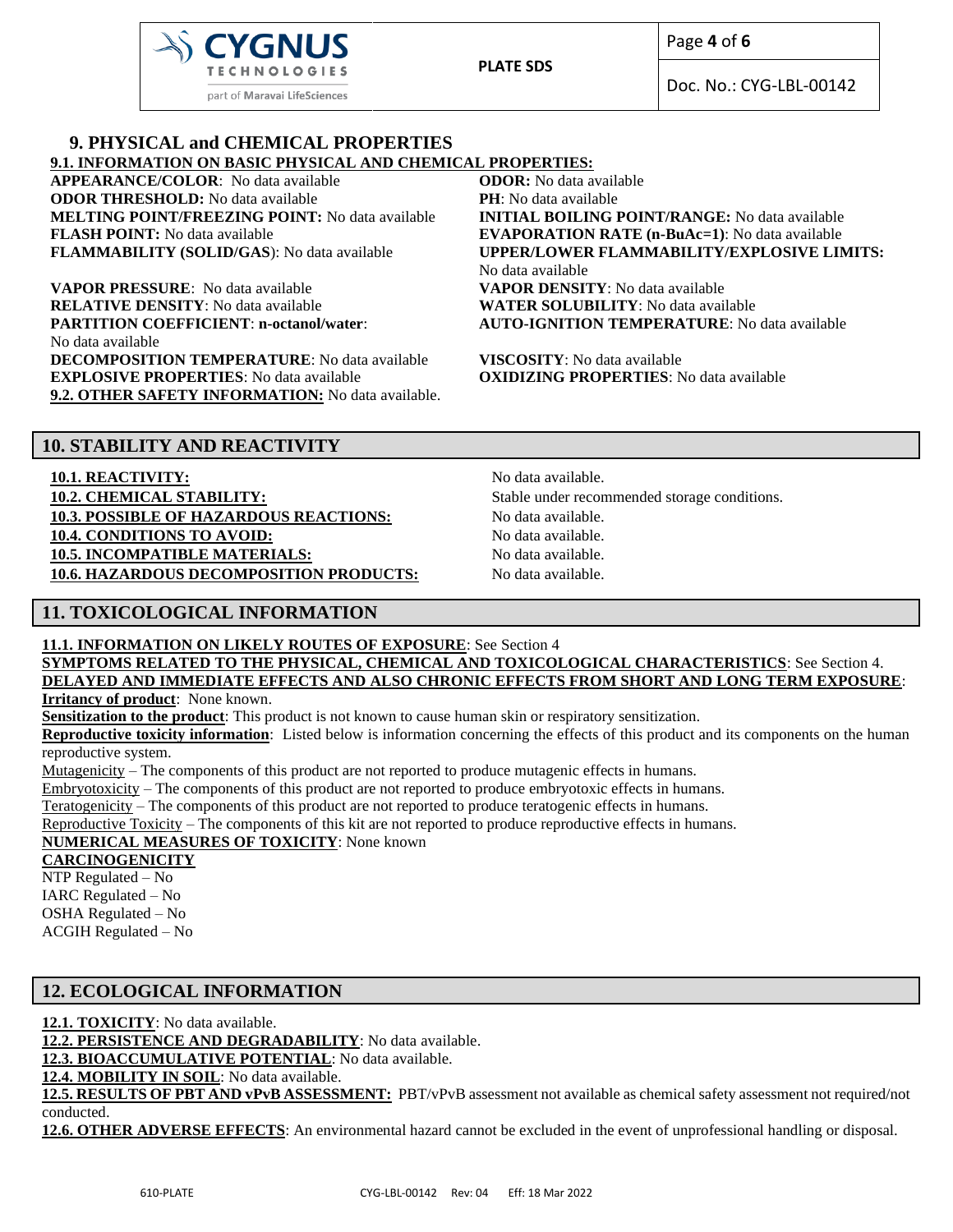## 9. PHYSICAL and CHEMICAL PROPERTIES

**9.1. INFORMATION ON BASIC PHYSICAL AND CHEMICAL PROPERTIES:**

**APPEARANCE/COLOR**: No data available
**ODOR:** No data available
**ODOR THRESHOLD:** No data available
**PH**: No data available
**MELTING POINT/FREEZING POINT:** No data available
**INITIAL BOILING POINT/RANGE:** No data available
**FLASH POINT:** No data available
**EVAPORATION RATE (n-BuAc=1)**: No data available
**FLAMMABILITY (SOLID/GAS**): No data available
**UPPER/LOWER FLAMMABILITY/EXPLOSIVE LIMITS:** No data available

**VAPOR PRESSURE**: No data available
**VAPOR DENSITY**: No data available
**RELATIVE DENSITY**: No data available
**WATER SOLUBILITY**: No data available
**PARTITION COEFFICIENT**: **n-octanol/water**: No data available
**AUTO-IGNITION TEMPERATURE**: No data available
**DECOMPOSITION TEMPERATURE**: No data available
**VISCOSITY**: No data available
**EXPLOSIVE PROPERTIES**: No data available
**OXIDIZING PROPERTIES**: No data available

**9.2. OTHER SAFETY INFORMATION:** No data available.

## 10. STABILITY AND REACTIVITY

| | |
|---|---|
| **10.1. REACTIVITY:** | No data available. |
| **10.2. CHEMICAL STABILITY:** | Stable under recommended storage conditions. |
| **10.3. POSSIBLE OF HAZARDOUS REACTIONS:** | No data available. |
| **10.4. CONDITIONS TO AVOID:** | No data available. |
| **10.5. INCOMPATIBLE MATERIALS:** | No data available. |
| **10.6. HAZARDOUS DECOMPOSITION PRODUCTS:** | No data available. |

## 11. TOXICOLOGICAL INFORMATION

**11.1. INFORMATION ON LIKELY ROUTES OF EXPOSURE**: See Section 4
**SYMPTOMS RELATED TO THE PHYSICAL, CHEMICAL AND TOXICOLOGICAL CHARACTERISTICS**: See Section 4.
**DELAYED AND IMMEDIATE EFFECTS AND ALSO CHRONIC EFFECTS FROM SHORT AND LONG TERM EXPOSURE**:
**Irritancy of product**: None known.
**Sensitization to the product**: This product is not known to cause human skin or respiratory sensitization.
**Reproductive toxicity information**: Listed below is information concerning the effects of this product and its components on the human reproductive system.
Mutagenicity – The components of this product are not reported to produce mutagenic effects in humans.
Embryotoxicity – The components of this product are not reported to produce embryotoxic effects in humans.
Teratogenicity – The components of this product are not reported to produce teratogenic effects in humans.
Reproductive Toxicity – The components of this kit are not reported to produce reproductive effects in humans.
**NUMERICAL MEASURES OF TOXICITY**: None known
**CARCINOGENICITY**
NTP Regulated – No
IARC Regulated – No
OSHA Regulated – No
ACGIH Regulated – No

## 12. ECOLOGICAL INFORMATION

**12.1. TOXICITY**: No data available.
**12.2. PERSISTENCE AND DEGRADABILITY**: No data available.
**12.3. BIOACCUMULATIVE POTENTIAL**: No data available.
**12.4. MOBILITY IN SOIL**: No data available.
**12.5. RESULTS OF PBT AND vPvB ASSESSMENT:** PBT/vPvB assessment not available as chemical safety assessment not required/not conducted.
**12.6. OTHER ADVERSE EFFECTS**: An environmental hazard cannot be excluded in the event of unprofessional handling or disposal.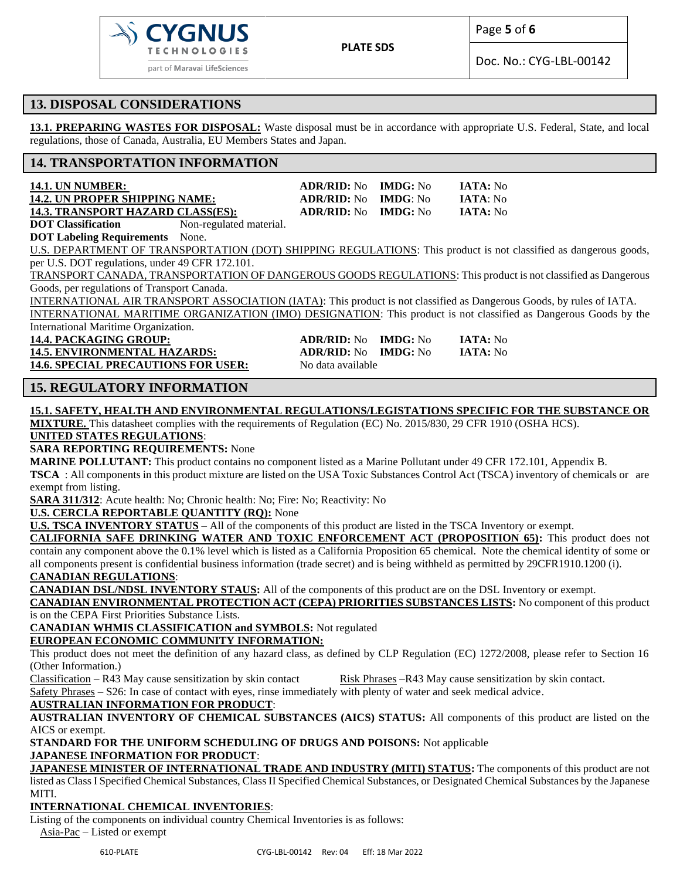## 13. DISPOSAL CONSIDERATIONS

**13.1. PREPARING WASTES FOR DISPOSAL:** Waste disposal must be in accordance with appropriate U.S. Federal, State, and local regulations, those of Canada, Australia, EU Members States and Japan.

## 14. TRANSPORTATION INFORMATION

| | | | |
|---|---|---|---|
| **14.1. UN NUMBER:** | **ADR/RID:** No | **IMDG:** No | **IATA:** No |
| **14.2. UN PROPER SHIPPING NAME:** | **ADR/RID:** No | **IMDG**: No | **IATA**: No |
| **14.3. TRANSPORT HAZARD CLASS(ES):** | **ADR/RID:** No | **IMDG:** No | **IATA:** No |

**DOT Classification** Non-regulated material.

**DOT Labeling Requirements** None.

U.S. DEPARTMENT OF TRANSPORTATION (DOT) SHIPPING REGULATIONS: This product is not classified as dangerous goods, per U.S. DOT regulations, under 49 CFR 172.101.

TRANSPORT CANADA, TRANSPORTATION OF DANGEROUS GOODS REGULATIONS: This product is not classified as Dangerous Goods, per regulations of Transport Canada.

INTERNATIONAL AIR TRANSPORT ASSOCIATION (IATA): This product is not classified as Dangerous Goods, by rules of IATA.

INTERNATIONAL MARITIME ORGANIZATION (IMO) DESIGNATION: This product is not classified as Dangerous Goods by the International Maritime Organization.

| | | | |
|---|---|---|---|
| **14.4. PACKAGING GROUP:** | **ADR/RID:** No | **IMDG:** No | **IATA:** No |
| **14.5. ENVIRONMENTAL HAZARDS:** | **ADR/RID:** No | **IMDG:** No | **IATA:** No |
| **14.6. SPECIAL PRECAUTIONS FOR USER:** | No data available | | |

## 15. REGULATORY INFORMATION

**15.1. SAFETY, HEALTH AND ENVIRONMENTAL REGULATIONS/LEGISTATIONS SPECIFIC FOR THE SUBSTANCE OR MIXTURE.** This datasheet complies with the requirements of Regulation (EC) No. 2015/830, 29 CFR 1910 (OSHA HCS).

**UNITED STATES REGULATIONS**:

**SARA REPORTING REQUIREMENTS:** None

**MARINE POLLUTANT:** This product contains no component listed as a Marine Pollutant under 49 CFR 172.101, Appendix B.

**TSCA** : All components in this product mixture are listed on the USA Toxic Substances Control Act (TSCA) inventory of chemicals or are exempt from listing.

**SARA 311/312**: Acute health: No; Chronic health: No; Fire: No; Reactivity: No

**U.S. CERCLA REPORTABLE QUANTITY (RQ):** None

**U.S. TSCA INVENTORY STATUS** – All of the components of this product are listed in the TSCA Inventory or exempt.

**CALIFORNIA SAFE DRINKING WATER AND TOXIC ENFORCEMENT ACT (PROPOSITION 65):** This product does not contain any component above the 0.1% level which is listed as a California Proposition 65 chemical. Note the chemical identity of some or all components present is confidential business information (trade secret) and is being withheld as permitted by 29CFR1910.1200 (i).

**CANADIAN REGULATIONS**:

**CANADIAN DSL/NDSL INVENTORY STAUS:** All of the components of this product are on the DSL Inventory or exempt.

**CANADIAN ENVIRONMENTAL PROTECTION ACT (CEPA) PRIORITIES SUBSTANCES LISTS:** No component of this product is on the CEPA First Priorities Substance Lists.

**CANADIAN WHMIS CLASSIFICATION and SYMBOLS:** Not regulated

**EUROPEAN ECONOMIC COMMUNITY INFORMATION:**

This product does not meet the definition of any hazard class, as defined by CLP Regulation (EC) 1272/2008, please refer to Section 16 (Other Information.)

Classification – R43 May cause sensitization by skin contact Risk Phrases –R43 May cause sensitization by skin contact.

Safety Phrases – S26: In case of contact with eyes, rinse immediately with plenty of water and seek medical advice.

**AUSTRALIAN INFORMATION FOR PRODUCT**:

**AUSTRALIAN INVENTORY OF CHEMICAL SUBSTANCES (AICS) STATUS:** All components of this product are listed on the AICS or exempt.

**STANDARD FOR THE UNIFORM SCHEDULING OF DRUGS AND POISONS:** Not applicable

**JAPANESE INFORMATION FOR PRODUCT**:

**JAPANESE MINISTER OF INTERNATIONAL TRADE AND INDUSTRY (MITI) STATUS:** The components of this product are not listed as Class I Specified Chemical Substances, Class II Specified Chemical Substances, or Designated Chemical Substances by the Japanese MITI.

**INTERNATIONAL CHEMICAL INVENTORIES**:

Listing of the components on individual country Chemical Inventories is as follows:

Asia-Pac – Listed or exempt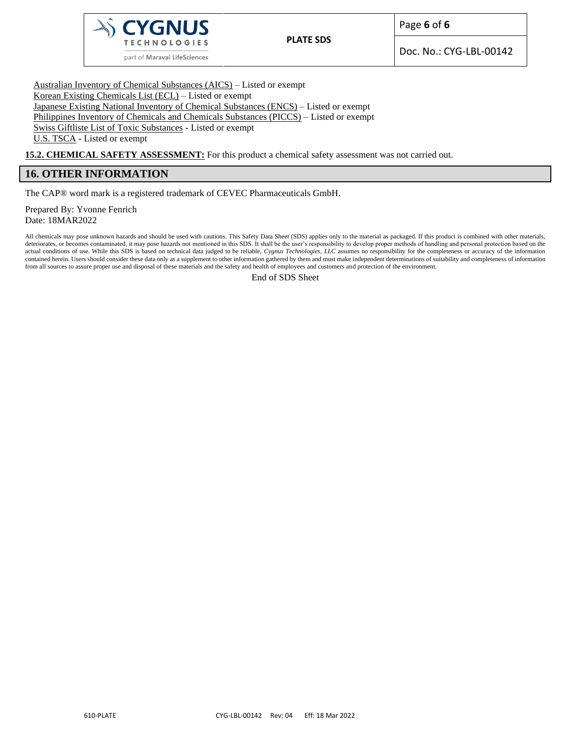Australian Inventory of Chemical Substances (AICS) – Listed or exempt
Korean Existing Chemicals List (ECL) – Listed or exempt
Japanese Existing National Inventory of Chemical Substances (ENCS) – Listed or exempt
Philippines Inventory of Chemicals and Chemicals Substances (PICCS) – Listed or exempt
Swiss Giftliste List of Toxic Substances - Listed or exempt
U.S. TSCA - Listed or exempt

**15.2. CHEMICAL SAFETY ASSESSMENT:** For this product a chemical safety assessment was not carried out.

## 16. OTHER INFORMATION

The CAP® word mark is a registered trademark of CEVEC Pharmaceuticals GmbH.

Prepared By: Yvonne Fenrich
Date: 18MAR2022

All chemicals may pose unknown hazards and should be used with cautions. This Safety Data Sheet (SDS) applies only to the material as packaged. If this product is combined with other materials, deteriorates, or becomes contaminated, it may pose hazards not mentioned in this SDS. It shall be the user's responsibility to develop proper methods of handling and personal protection based on the actual conditions of use. While this SDS is based on technical data judged to be reliable, *Cygnus Technologies, LLC* assumes no responsibility for the completeness or accuracy of the information contained herein. Users should consider these data only as a supplement to other information gathered by them and must make independent determinations of suitability and completeness of information from all sources to assure proper use and disposal of these materials and the safety and health of employees and customers and protection of the environment.

End of SDS Sheet